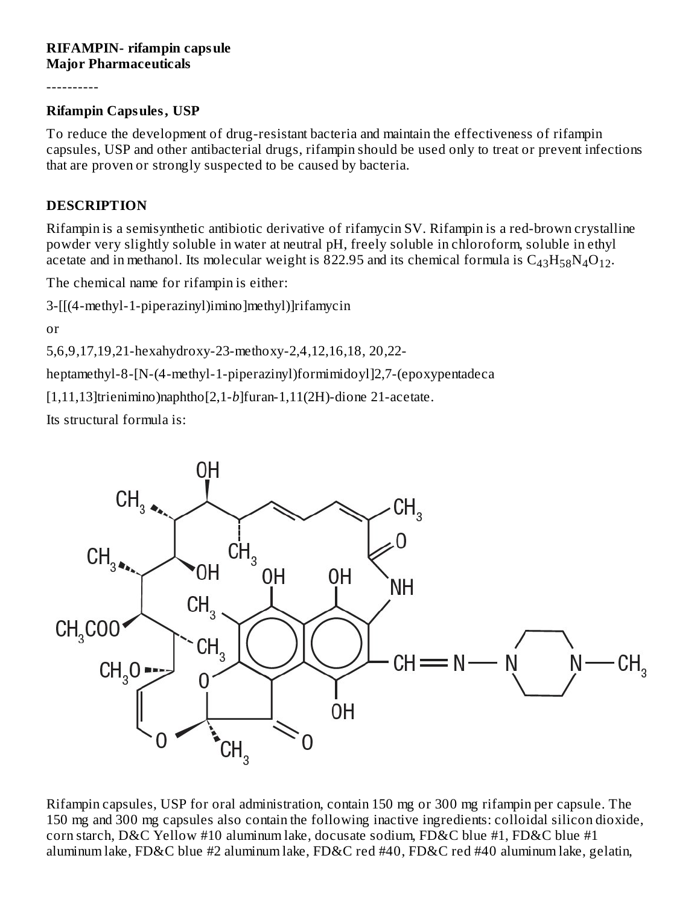**RIFAMPIN- rifampin capsule**
**Major Pharmaceuticals**

----------

**Rifampin Capsules, USP**

To reduce the development of drug-resistant bacteria and maintain the effectiveness of rifampin capsules, USP and other antibacterial drugs, rifampin should be used only to treat or prevent infections that are proven or strongly suspected to be caused by bacteria.

## DESCRIPTION

Rifampin is a semisynthetic antibiotic derivative of rifamycin SV. Rifampin is a red-brown crystalline powder very slightly soluble in water at neutral pH, freely soluble in chloroform, soluble in ethyl acetate and in methanol. Its molecular weight is 822.95 and its chemical formula is $C_{43}H_{58}N_4O_{12}$.

The chemical name for rifampin is either:

3-[[(4-methyl-1-piperazinyl)imino]methyl)]rifamycin

or

5,6,9,17,19,21-hexahydroxy-23-methoxy-2,4,12,16,18, 20,22-

heptamethyl-8-[N-(4-methyl-1-piperazinyl)formimidoyl]2,7-(epoxypentadeca

[1,11,13]trienimino)naphtho[2,1-*b*]furan-1,11(2H)-dione 21-acetate.

Its structural formula is:

Rifampin capsules, USP for oral administration, contain 150 mg or 300 mg rifampin per capsule. The 150 mg and 300 mg capsules also contain the following inactive ingredients: colloidal silicon dioxide, corn starch, D&C Yellow #10 aluminum lake, docusate sodium, FD&C blue #1, FD&C blue #1 aluminum lake, FD&C blue #2 aluminum lake, FD&C red #40, FD&C red #40 aluminum lake, gelatin,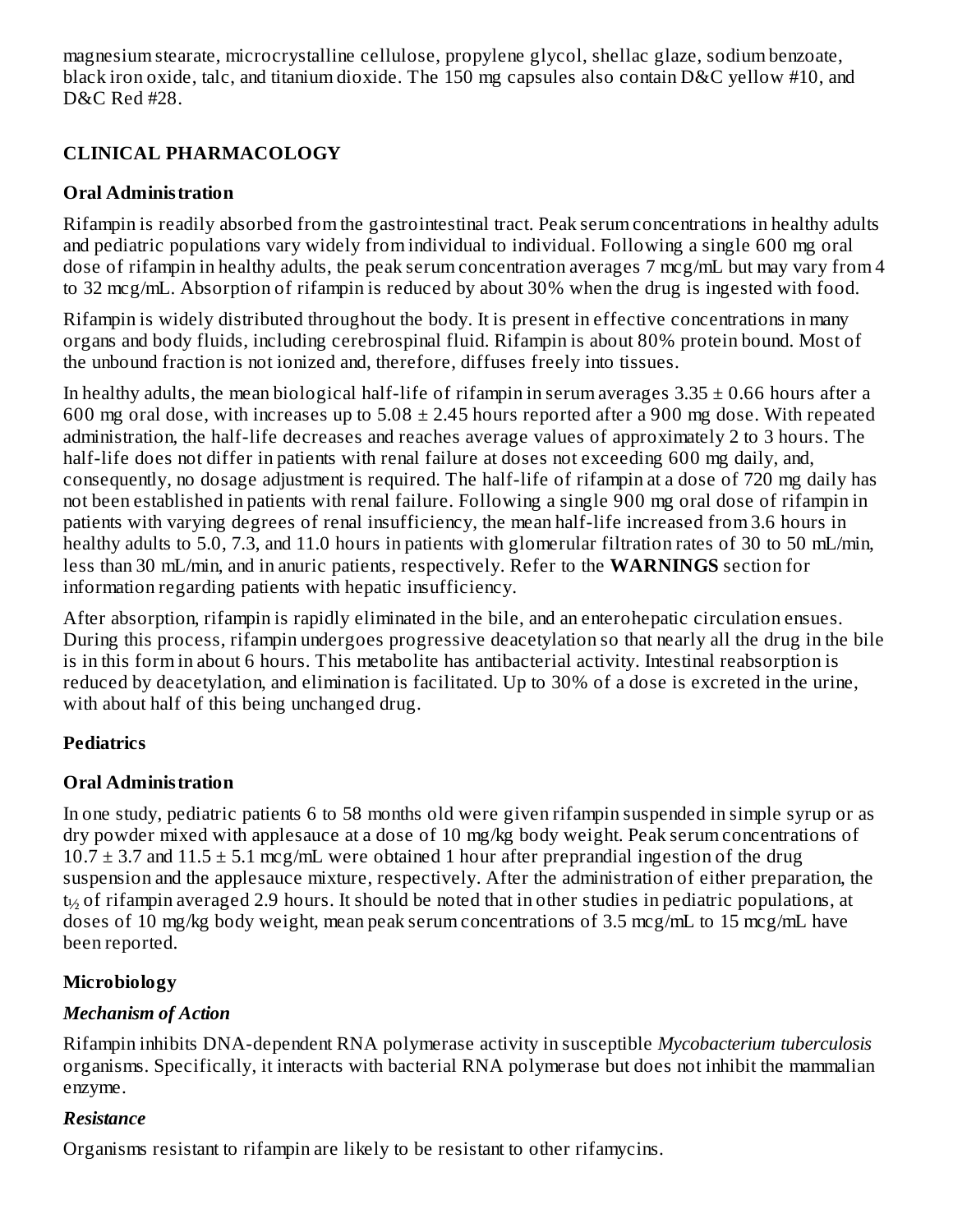magnesium stearate, microcrystalline cellulose, propylene glycol, shellac glaze, sodium benzoate, black iron oxide, talc, and titanium dioxide. The 150 mg capsules also contain D&C yellow #10, and D&C Red #28.

## CLINICAL PHARMACOLOGY

### Oral Administration

Rifampin is readily absorbed from the gastrointestinal tract. Peak serum concentrations in healthy adults and pediatric populations vary widely from individual to individual. Following a single 600 mg oral dose of rifampin in healthy adults, the peak serum concentration averages 7 mcg/mL but may vary from 4 to 32 mcg/mL. Absorption of rifampin is reduced by about 30% when the drug is ingested with food.

Rifampin is widely distributed throughout the body. It is present in effective concentrations in many organs and body fluids, including cerebrospinal fluid. Rifampin is about 80% protein bound. Most of the unbound fraction is not ionized and, therefore, diffuses freely into tissues.

In healthy adults, the mean biological half-life of rifampin in serum averages $3.35 \pm 0.66$ hours after a 600 mg oral dose, with increases up to $5.08 \pm 2.45$ hours reported after a 900 mg dose. With repeated administration, the half-life decreases and reaches average values of approximately 2 to 3 hours. The half-life does not differ in patients with renal failure at doses not exceeding 600 mg daily, and, consequently, no dosage adjustment is required. The half-life of rifampin at a dose of 720 mg daily has not been established in patients with renal failure. Following a single 900 mg oral dose of rifampin in patients with varying degrees of renal insufficiency, the mean half-life increased from 3.6 hours in healthy adults to 5.0, 7.3, and 11.0 hours in patients with glomerular filtration rates of 30 to 50 mL/min, less than 30 mL/min, and in anuric patients, respectively. Refer to the **WARNINGS** section for information regarding patients with hepatic insufficiency.

After absorption, rifampin is rapidly eliminated in the bile, and an enterohepatic circulation ensues. During this process, rifampin undergoes progressive deacetylation so that nearly all the drug in the bile is in this form in about 6 hours. This metabolite has antibacterial activity. Intestinal reabsorption is reduced by deacetylation, and elimination is facilitated. Up to 30% of a dose is excreted in the urine, with about half of this being unchanged drug.

### Pediatrics

### Oral Administration

In one study, pediatric patients 6 to 58 months old were given rifampin suspended in simple syrup or as dry powder mixed with applesauce at a dose of 10 mg/kg body weight. Peak serum concentrations of $10.7 \pm 3.7$ and $11.5 \pm 5.1$ mcg/mL were obtained 1 hour after preprandial ingestion of the drug suspension and the applesauce mixture, respectively. After the administration of either preparation, the $t_{½}$ of rifampin averaged 2.9 hours. It should be noted that in other studies in pediatric populations, at doses of 10 mg/kg body weight, mean peak serum concentrations of 3.5 mcg/mL to 15 mcg/mL have been reported.

### Microbiology

#### *Mechanism of Action*

Rifampin inhibits DNA-dependent RNA polymerase activity in susceptible *Mycobacterium tuberculosis* organisms. Specifically, it interacts with bacterial RNA polymerase but does not inhibit the mammalian enzyme.

#### *Resistance*

Organisms resistant to rifampin are likely to be resistant to other rifamycins.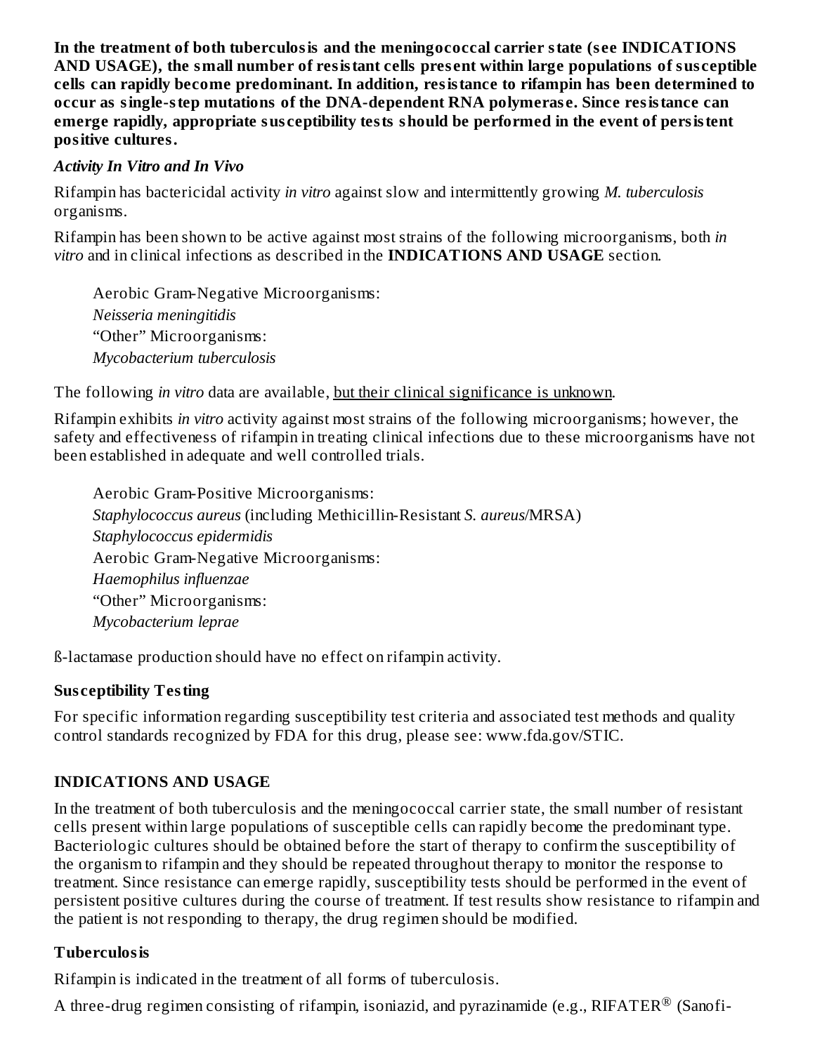**In the treatment of both tuberculosis and the meningococcal carrier state (see INDICATIONS AND USAGE), the small number of resistant cells present within large populations of susceptible cells can rapidly become predominant. In addition, resistance to rifampin has been determined to occur as single-step mutations of the DNA-dependent RNA polymerase. Since resistance can emerge rapidly, appropriate susceptibility tests should be performed in the event of persistent positive cultures.**

***Activity In Vitro and In Vivo***

Rifampin has bactericidal activity *in vitro* against slow and intermittently growing *M. tuberculosis* organisms.

Rifampin has been shown to be active against most strains of the following microorganisms, both *in vitro* and in clinical infections as described in the **INDICATIONS AND USAGE** section.

Aerobic Gram-Negative Microorganisms:
*Neisseria meningitidis*
"Other" Microorganisms:
*Mycobacterium tuberculosis*

The following *in vitro* data are available, <u>but their clinical significance is unknown</u>.

Rifampin exhibits *in vitro* activity against most strains of the following microorganisms; however, the safety and effectiveness of rifampin in treating clinical infections due to these microorganisms have not been established in adequate and well controlled trials.

Aerobic Gram-Positive Microorganisms:
*Staphylococcus aureus* (including Methicillin-Resistant *S. aureus*/MRSA)
*Staphylococcus epidermidis*
Aerobic Gram-Negative Microorganisms:
*Haemophilus influenzae*
"Other" Microorganisms:
*Mycobacterium leprae*

ß-lactamase production should have no effect on rifampin activity.

**Susceptibility Testing**

For specific information regarding susceptibility test criteria and associated test methods and quality control standards recognized by FDA for this drug, please see: www.fda.gov/STIC.

## INDICATIONS AND USAGE

In the treatment of both tuberculosis and the meningococcal carrier state, the small number of resistant cells present within large populations of susceptible cells can rapidly become the predominant type. Bacteriologic cultures should be obtained before the start of therapy to confirm the susceptibility of the organism to rifampin and they should be repeated throughout therapy to monitor the response to treatment. Since resistance can emerge rapidly, susceptibility tests should be performed in the event of persistent positive cultures during the course of treatment. If test results show resistance to rifampin and the patient is not responding to therapy, the drug regimen should be modified.

**Tuberculosis**

Rifampin is indicated in the treatment of all forms of tuberculosis.

A three-drug regimen consisting of rifampin, isoniazid, and pyrazinamide (e.g., RIFATER® (Sanofi-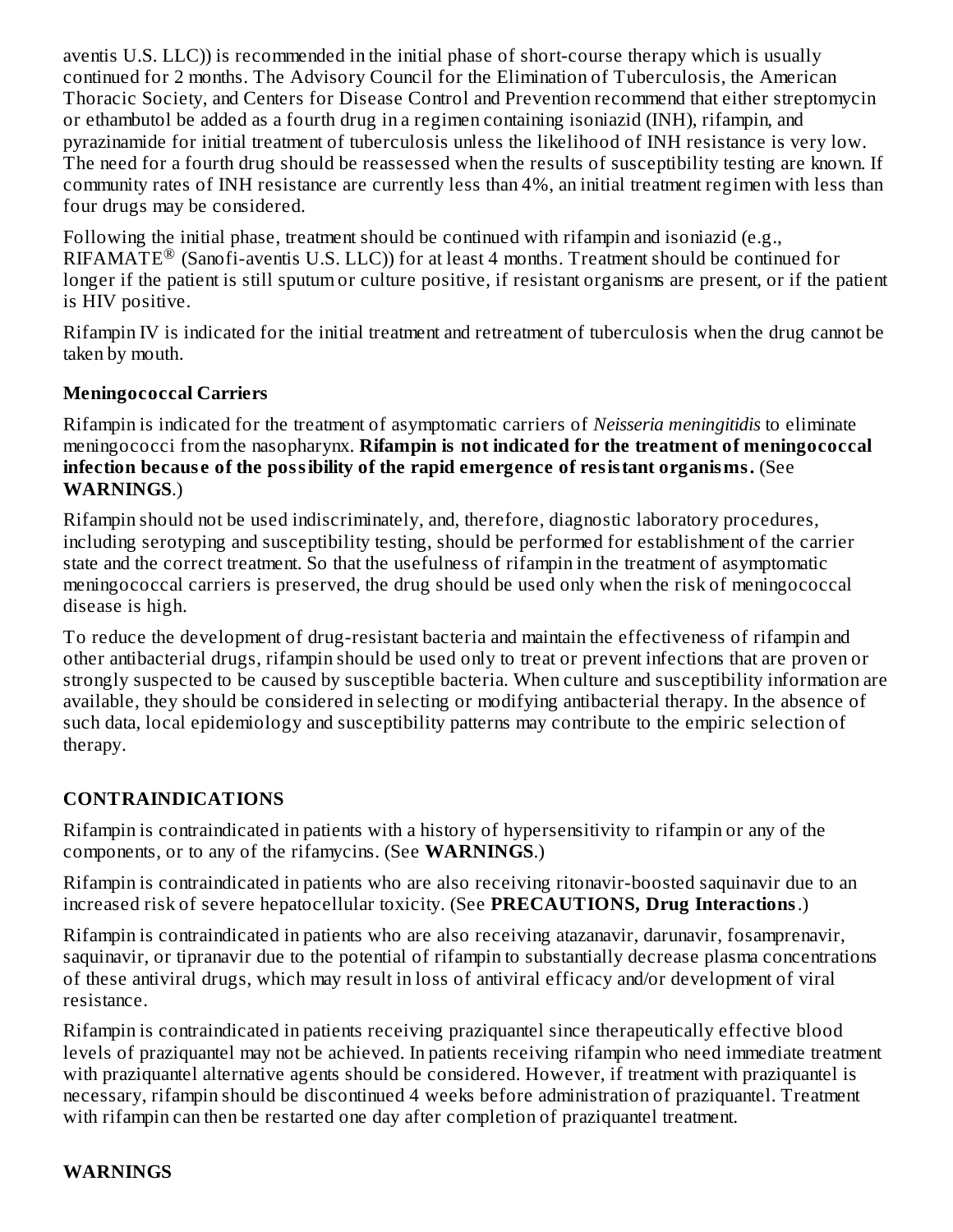aventis U.S. LLC)) is recommended in the initial phase of short-course therapy which is usually continued for 2 months. The Advisory Council for the Elimination of Tuberculosis, the American Thoracic Society, and Centers for Disease Control and Prevention recommend that either streptomycin or ethambutol be added as a fourth drug in a regimen containing isoniazid (INH), rifampin, and pyrazinamide for initial treatment of tuberculosis unless the likelihood of INH resistance is very low. The need for a fourth drug should be reassessed when the results of susceptibility testing are known. If community rates of INH resistance are currently less than 4%, an initial treatment regimen with less than four drugs may be considered.

Following the initial phase, treatment should be continued with rifampin and isoniazid (e.g., RIFAMATE® (Sanofi-aventis U.S. LLC)) for at least 4 months. Treatment should be continued for longer if the patient is still sputum or culture positive, if resistant organisms are present, or if the patient is HIV positive.

Rifampin IV is indicated for the initial treatment and retreatment of tuberculosis when the drug cannot be taken by mouth.

**Meningococcal Carriers**

Rifampin is indicated for the treatment of asymptomatic carriers of *Neisseria meningitidis* to eliminate meningococci from the nasopharynx. **Rifampin is not indicated for the treatment of meningococcal infection because of the possibility of the rapid emergence of resistant organisms.** (See **WARNINGS**.)

Rifampin should not be used indiscriminately, and, therefore, diagnostic laboratory procedures, including serotyping and susceptibility testing, should be performed for establishment of the carrier state and the correct treatment. So that the usefulness of rifampin in the treatment of asymptomatic meningococcal carriers is preserved, the drug should be used only when the risk of meningococcal disease is high.

To reduce the development of drug-resistant bacteria and maintain the effectiveness of rifampin and other antibacterial drugs, rifampin should be used only to treat or prevent infections that are proven or strongly suspected to be caused by susceptible bacteria. When culture and susceptibility information are available, they should be considered in selecting or modifying antibacterial therapy. In the absence of such data, local epidemiology and susceptibility patterns may contribute to the empiric selection of therapy.

## CONTRAINDICATIONS

Rifampin is contraindicated in patients with a history of hypersensitivity to rifampin or any of the components, or to any of the rifamycins. (See **WARNINGS**.)

Rifampin is contraindicated in patients who are also receiving ritonavir-boosted saquinavir due to an increased risk of severe hepatocellular toxicity. (See **PRECAUTIONS, Drug Interactions**.)

Rifampin is contraindicated in patients who are also receiving atazanavir, darunavir, fosamprenavir, saquinavir, or tipranavir due to the potential of rifampin to substantially decrease plasma concentrations of these antiviral drugs, which may result in loss of antiviral efficacy and/or development of viral resistance.

Rifampin is contraindicated in patients receiving praziquantel since therapeutically effective blood levels of praziquantel may not be achieved. In patients receiving rifampin who need immediate treatment with praziquantel alternative agents should be considered. However, if treatment with praziquantel is necessary, rifampin should be discontinued 4 weeks before administration of praziquantel. Treatment with rifampin can then be restarted one day after completion of praziquantel treatment.

## WARNINGS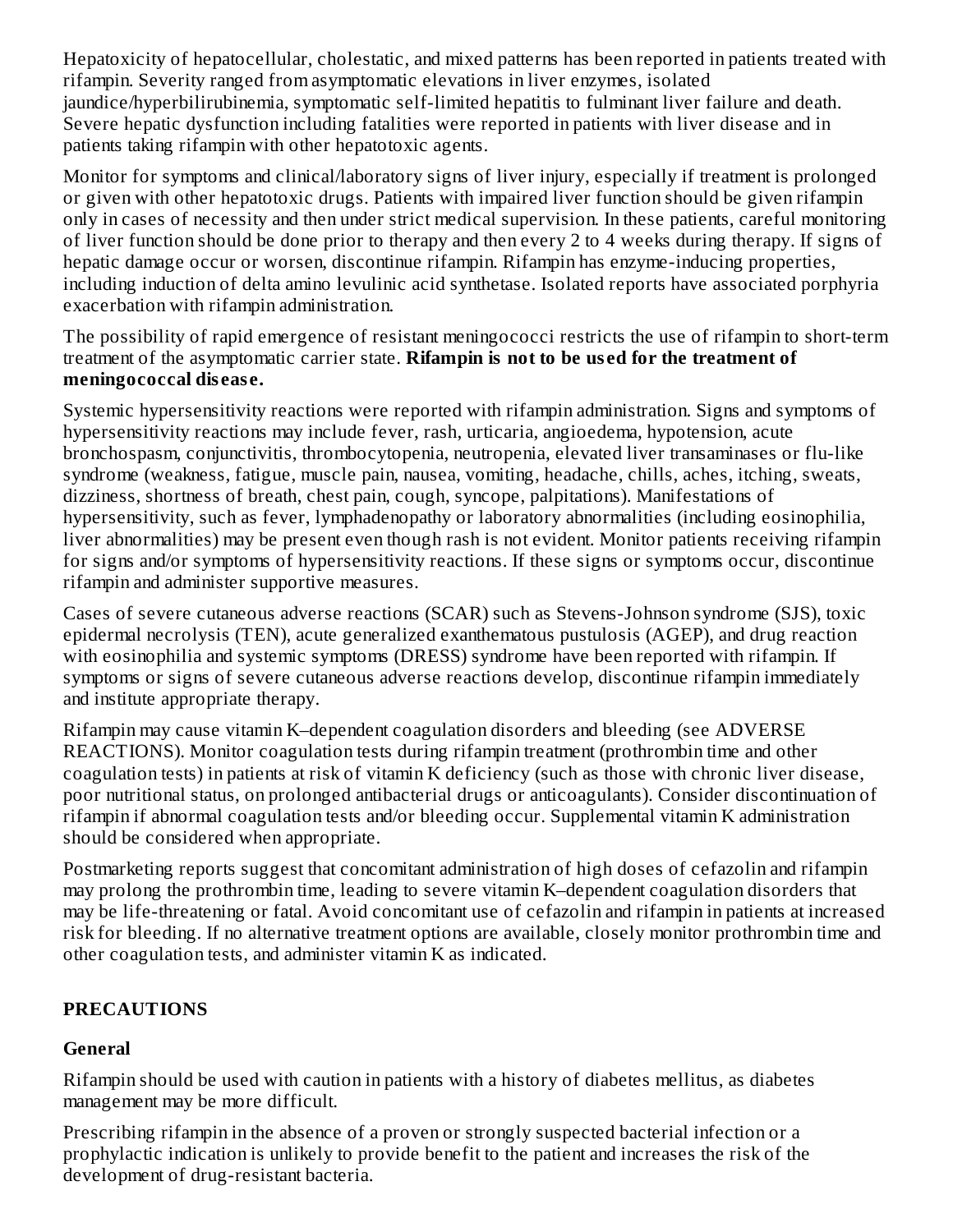Hepatotoxicity of hepatocellular, cholestatic, and mixed patterns has been reported in patients treated with rifampin. Severity ranged from asymptomatic elevations in liver enzymes, isolated jaundice/hyperbilirubinemia, symptomatic self-limited hepatitis to fulminant liver failure and death. Severe hepatic dysfunction including fatalities were reported in patients with liver disease and in patients taking rifampin with other hepatotoxic agents.

Monitor for symptoms and clinical/laboratory signs of liver injury, especially if treatment is prolonged or given with other hepatotoxic drugs. Patients with impaired liver function should be given rifampin only in cases of necessity and then under strict medical supervision. In these patients, careful monitoring of liver function should be done prior to therapy and then every 2 to 4 weeks during therapy. If signs of hepatic damage occur or worsen, discontinue rifampin. Rifampin has enzyme-inducing properties, including induction of delta amino levulinic acid synthetase. Isolated reports have associated porphyria exacerbation with rifampin administration.

The possibility of rapid emergence of resistant meningococci restricts the use of rifampin to short-term treatment of the asymptomatic carrier state. **Rifampin is not to be used for the treatment of meningococcal disease.**

Systemic hypersensitivity reactions were reported with rifampin administration. Signs and symptoms of hypersensitivity reactions may include fever, rash, urticaria, angioedema, hypotension, acute bronchospasm, conjunctivitis, thrombocytopenia, neutropenia, elevated liver transaminases or flu-like syndrome (weakness, fatigue, muscle pain, nausea, vomiting, headache, chills, aches, itching, sweats, dizziness, shortness of breath, chest pain, cough, syncope, palpitations). Manifestations of hypersensitivity, such as fever, lymphadenopathy or laboratory abnormalities (including eosinophilia, liver abnormalities) may be present even though rash is not evident. Monitor patients receiving rifampin for signs and/or symptoms of hypersensitivity reactions. If these signs or symptoms occur, discontinue rifampin and administer supportive measures.

Cases of severe cutaneous adverse reactions (SCAR) such as Stevens-Johnson syndrome (SJS), toxic epidermal necrolysis (TEN), acute generalized exanthematous pustulosis (AGEP), and drug reaction with eosinophilia and systemic symptoms (DRESS) syndrome have been reported with rifampin. If symptoms or signs of severe cutaneous adverse reactions develop, discontinue rifampin immediately and institute appropriate therapy.

Rifampin may cause vitamin K–dependent coagulation disorders and bleeding (see ADVERSE REACTIONS). Monitor coagulation tests during rifampin treatment (prothrombin time and other coagulation tests) in patients at risk of vitamin K deficiency (such as those with chronic liver disease, poor nutritional status, on prolonged antibacterial drugs or anticoagulants). Consider discontinuation of rifampin if abnormal coagulation tests and/or bleeding occur. Supplemental vitamin K administration should be considered when appropriate.

Postmarketing reports suggest that concomitant administration of high doses of cefazolin and rifampin may prolong the prothrombin time, leading to severe vitamin K–dependent coagulation disorders that may be life-threatening or fatal. Avoid concomitant use of cefazolin and rifampin in patients at increased risk for bleeding. If no alternative treatment options are available, closely monitor prothrombin time and other coagulation tests, and administer vitamin K as indicated.

## PRECAUTIONS

### General

Rifampin should be used with caution in patients with a history of diabetes mellitus, as diabetes management may be more difficult.

Prescribing rifampin in the absence of a proven or strongly suspected bacterial infection or a prophylactic indication is unlikely to provide benefit to the patient and increases the risk of the development of drug-resistant bacteria.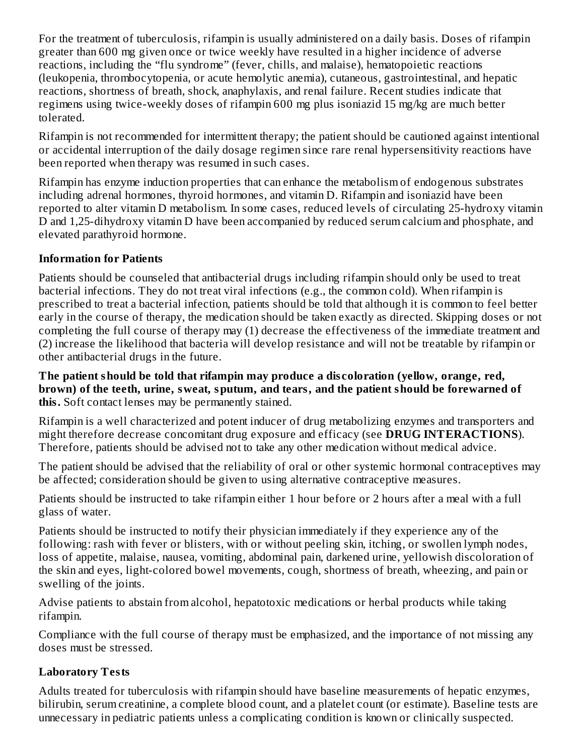For the treatment of tuberculosis, rifampin is usually administered on a daily basis. Doses of rifampin greater than 600 mg given once or twice weekly have resulted in a higher incidence of adverse reactions, including the "flu syndrome" (fever, chills, and malaise), hematopoietic reactions (leukopenia, thrombocytopenia, or acute hemolytic anemia), cutaneous, gastrointestinal, and hepatic reactions, shortness of breath, shock, anaphylaxis, and renal failure. Recent studies indicate that regimens using twice-weekly doses of rifampin 600 mg plus isoniazid 15 mg/kg are much better tolerated.

Rifampin is not recommended for intermittent therapy; the patient should be cautioned against intentional or accidental interruption of the daily dosage regimen since rare renal hypersensitivity reactions have been reported when therapy was resumed in such cases.

Rifampin has enzyme induction properties that can enhance the metabolism of endogenous substrates including adrenal hormones, thyroid hormones, and vitamin D. Rifampin and isoniazid have been reported to alter vitamin D metabolism. In some cases, reduced levels of circulating 25-hydroxy vitamin D and 1,25-dihydroxy vitamin D have been accompanied by reduced serum calcium and phosphate, and elevated parathyroid hormone.

### Information for Patients

Patients should be counseled that antibacterial drugs including rifampin should only be used to treat bacterial infections. They do not treat viral infections (e.g., the common cold). When rifampin is prescribed to treat a bacterial infection, patients should be told that although it is common to feel better early in the course of therapy, the medication should be taken exactly as directed. Skipping doses or not completing the full course of therapy may (1) decrease the effectiveness of the immediate treatment and (2) increase the likelihood that bacteria will develop resistance and will not be treatable by rifampin or other antibacterial drugs in the future.

**The patient should be told that rifampin may produce a discoloration (yellow, orange, red, brown) of the teeth, urine, sweat, sputum, and tears, and the patient should be forewarned of this.** Soft contact lenses may be permanently stained.

Rifampin is a well characterized and potent inducer of drug metabolizing enzymes and transporters and might therefore decrease concomitant drug exposure and efficacy (see **DRUG INTERACTIONS**). Therefore, patients should be advised not to take any other medication without medical advice.

The patient should be advised that the reliability of oral or other systemic hormonal contraceptives may be affected; consideration should be given to using alternative contraceptive measures.

Patients should be instructed to take rifampin either 1 hour before or 2 hours after a meal with a full glass of water.

Patients should be instructed to notify their physician immediately if they experience any of the following: rash with fever or blisters, with or without peeling skin, itching, or swollen lymph nodes, loss of appetite, malaise, nausea, vomiting, abdominal pain, darkened urine, yellowish discoloration of the skin and eyes, light-colored bowel movements, cough, shortness of breath, wheezing, and pain or swelling of the joints.

Advise patients to abstain from alcohol, hepatotoxic medications or herbal products while taking rifampin.

Compliance with the full course of therapy must be emphasized, and the importance of not missing any doses must be stressed.

### Laboratory Tests

Adults treated for tuberculosis with rifampin should have baseline measurements of hepatic enzymes, bilirubin, serum creatinine, a complete blood count, and a platelet count (or estimate). Baseline tests are unnecessary in pediatric patients unless a complicating condition is known or clinically suspected.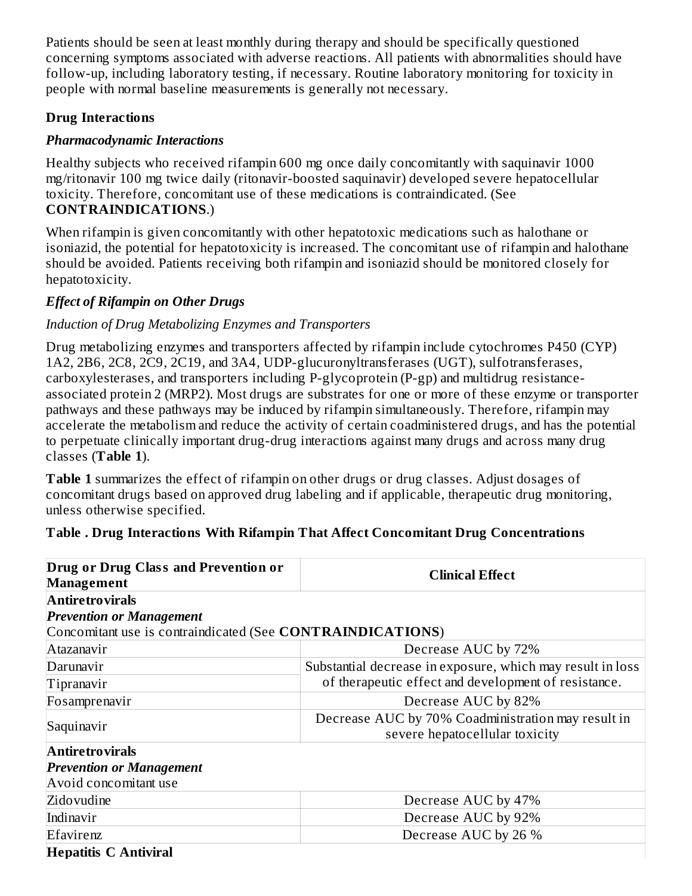Patients should be seen at least monthly during therapy and should be specifically questioned concerning symptoms associated with adverse reactions. All patients with abnormalities should have follow-up, including laboratory testing, if necessary. Routine laboratory monitoring for toxicity in people with normal baseline measurements is generally not necessary.

**Drug Interactions**

***Pharmacodynamic Interactions***

Healthy subjects who received rifampin 600 mg once daily concomitantly with saquinavir 1000 mg/ritonavir 100 mg twice daily (ritonavir-boosted saquinavir) developed severe hepatocellular toxicity. Therefore, concomitant use of these medications is contraindicated. (See **CONTRAINDICATIONS**.)

When rifampin is given concomitantly with other hepatotoxic medications such as halothane or isoniazid, the potential for hepatotoxicity is increased. The concomitant use of rifampin and halothane should be avoided. Patients receiving both rifampin and isoniazid should be monitored closely for hepatotoxicity.

***Effect of Rifampin on Other Drugs***

*Induction of Drug Metabolizing Enzymes and Transporters*

Drug metabolizing enzymes and transporters affected by rifampin include cytochromes P450 (CYP) 1A2, 2B6, 2C8, 2C9, 2C19, and 3A4, UDP-glucuronyltransferases (UGT), sulfotransferases, carboxylesterases, and transporters including P-glycoprotein (P-gp) and multidrug resistance-associated protein 2 (MRP2). Most drugs are substrates for one or more of these enzyme or transporter pathways and these pathways may be induced by rifampin simultaneously. Therefore, rifampin may accelerate the metabolism and reduce the activity of certain coadministered drugs, and has the potential to perpetuate clinically important drug-drug interactions against many drugs and across many drug classes (**Table 1**).

**Table 1** summarizes the effect of rifampin on other drugs or drug classes. Adjust dosages of concomitant drugs based on approved drug labeling and if applicable, therapeutic drug monitoring, unless otherwise specified.

**Table . Drug Interactions With Rifampin That Affect Concomitant Drug Concentrations**

| Drug or Drug Class and Prevention or Management | Clinical Effect |
|---|---|
| **Antiretrovirals**<br>***Prevention or Management***<br>Concomitant use is contraindicated (See **CONTRAINDICATIONS**) | |
| Atazanavir | Decrease AUC by 72% |
| Darunavir | Substantial decrease in exposure, which may result in loss of therapeutic effect and development of resistance. |
| Tipranavir | |
| Fosamprenavir | Decrease AUC by 82% |
| Saquinavir | Decrease AUC by 70% Coadministration may result in severe hepatocellular toxicity |
| **Antiretrovirals**<br>***Prevention or Management***<br>Avoid concomitant use | |
| Zidovudine | Decrease AUC by 47% |
| Indinavir | Decrease AUC by 92% |
| Efavirenz | Decrease AUC by 26 % |
| **Hepatitis C Antiviral** | |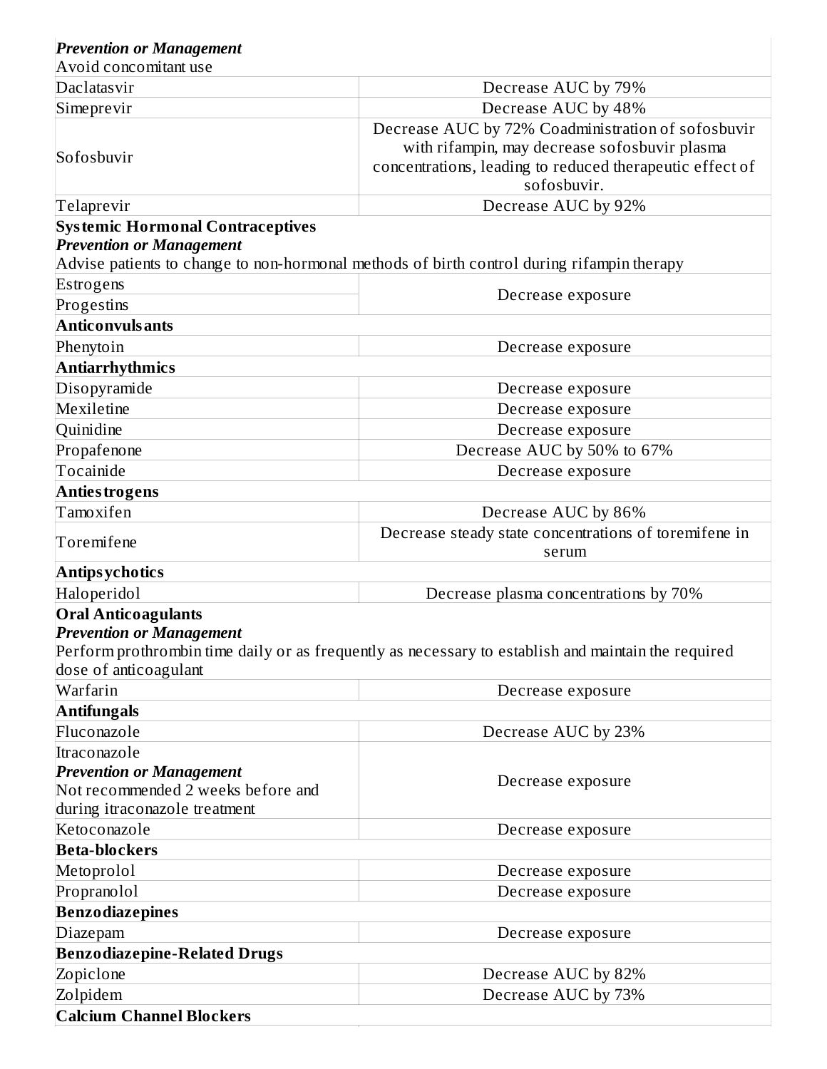| | |
|---|---|
| ***Prevention or Management***<br>Avoid concomitant use | |
| Daclatasvir | Decrease AUC by 79% |
| Simeprevir | Decrease AUC by 48% |
| Sofosbuvir | Decrease AUC by 72% Coadministration of sofosbuvir with rifampin, may decrease sofosbuvir plasma concentrations, leading to reduced therapeutic effect of sofosbuvir. |
| Telaprevir | Decrease AUC by 92% |
| **Systemic Hormonal Contraceptives**<br>***Prevention or Management***<br>Advise patients to change to non-hormonal methods of birth control during rifampin therapy | |
| Estrogens | Decrease exposure |
| Progestins | |
| **Anticonvulsants** | |
| Phenytoin | Decrease exposure |
| **Antiarrhythmics** | |
| Disopyramide | Decrease exposure |
| Mexiletine | Decrease exposure |
| Quinidine | Decrease exposure |
| Propafenone | Decrease AUC by 50% to 67% |
| Tocainide | Decrease exposure |
| **Antiestrogens** | |
| Tamoxifen | Decrease AUC by 86% |
| Toremifene | Decrease steady state concentrations of toremifene in serum |
| **Antipsychotics** | |
| Haloperidol | Decrease plasma concentrations by 70% |
| **Oral Anticoagulants**<br>***Prevention or Management***<br>Perform prothrombin time daily or as frequently as necessary to establish and maintain the required dose of anticoagulant | |
| Warfarin | Decrease exposure |
| **Antifungals** | |
| Fluconazole | Decrease AUC by 23% |
| Itraconazole<br>***Prevention or Management***<br>Not recommended 2 weeks before and during itraconazole treatment | Decrease exposure |
| Ketoconazole | Decrease exposure |
| **Beta-blockers** | |
| Metoprolol | Decrease exposure |
| Propranolol | Decrease exposure |
| **Benzodiazepines** | |
| Diazepam | Decrease exposure |
| **Benzodiazepine-Related Drugs** | |
| Zopiclone | Decrease AUC by 82% |
| Zolpidem | Decrease AUC by 73% |
| **Calcium Channel Blockers** | |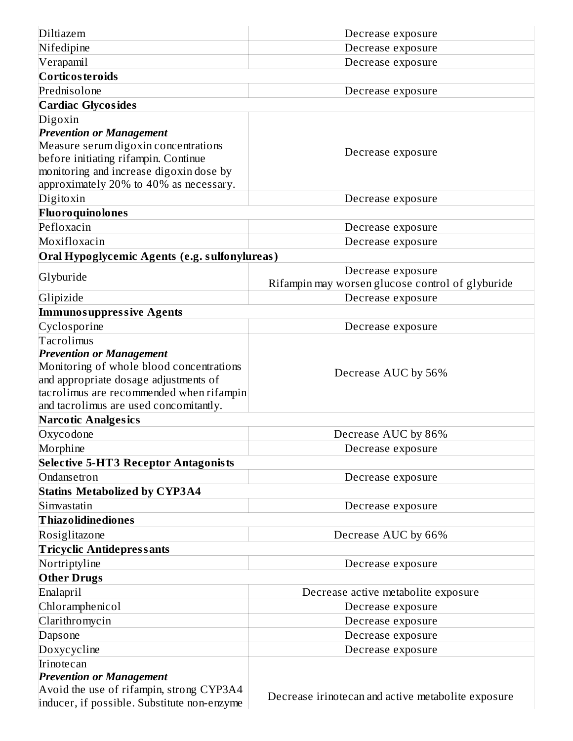| | |
|---|---|
| Diltiazem | Decrease exposure |
| Nifedipine | Decrease exposure |
| Verapamil | Decrease exposure |
| **Corticosteroids** | |
| Prednisolone | Decrease exposure |
| **Cardiac Glycosides** | |
| Digoxin<br>***Prevention or Management***<br>Measure serum digoxin concentrations before initiating rifampin. Continue monitoring and increase digoxin dose by approximately 20% to 40% as necessary. | Decrease exposure |
| Digitoxin | Decrease exposure |
| **Fluoroquinolones** | |
| Pefloxacin | Decrease exposure |
| Moxifloxacin | Decrease exposure |
| **Oral Hypoglycemic Agents (e.g. sulfonylureas)** | |
| Glyburide | Decrease exposure<br>Rifampin may worsen glucose control of glyburide |
| Glipizide | Decrease exposure |
| **Immunosuppressive Agents** | |
| Cyclosporine | Decrease exposure |
| Tacrolimus<br>***Prevention or Management***<br>Monitoring of whole blood concentrations and appropriate dosage adjustments of tacrolimus are recommended when rifampin and tacrolimus are used concomitantly. | Decrease AUC by 56% |
| **Narcotic Analgesics** | |
| Oxycodone | Decrease AUC by 86% |
| Morphine | Decrease exposure |
| **Selective 5-HT3 Receptor Antagonists** | |
| Ondansetron | Decrease exposure |
| **Statins Metabolized by CYP3A4** | |
| Simvastatin | Decrease exposure |
| **Thiazolidinediones** | |
| Rosiglitazone | Decrease AUC by 66% |
| **Tricyclic Antidepressants** | |
| Nortriptyline | Decrease exposure |
| **Other Drugs** | |
| Enalapril | Decrease active metabolite exposure |
| Chloramphenicol | Decrease exposure |
| Clarithromycin | Decrease exposure |
| Dapsone | Decrease exposure |
| Doxycycline | Decrease exposure |
| Irinotecan<br>***Prevention or Management***<br>Avoid the use of rifampin, strong CYP3A4 inducer, if possible. Substitute non-enzyme | Decrease irinotecan and active metabolite exposure |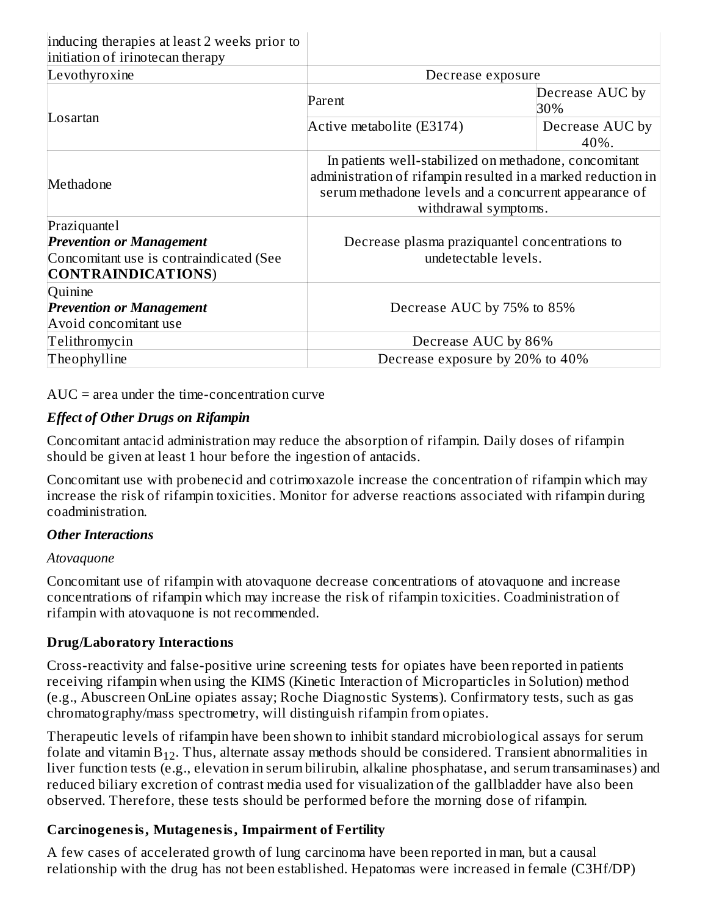| | | |
|---|---|---|
| inducing therapies at least 2 weeks prior to initiation of irinotecan therapy | | |
| Levothyroxine | Decrease exposure | |
| Losartan | Parent | Decrease AUC by 30% |
| | Active metabolite (E3174) | Decrease AUC by 40%. |
| Methadone | In patients well-stabilized on methadone, concomitant administration of rifampin resulted in a marked reduction in serum methadone levels and a concurrent appearance of withdrawal symptoms. | |
| Praziquantel<br>***Prevention or Management***<br>Concomitant use is contraindicated (See **CONTRAINDICATIONS**) | Decrease plasma praziquantel concentrations to undetectable levels. | |
| Quinine<br>***Prevention or Management***<br>Avoid concomitant use | Decrease AUC by 75% to 85% | |
| Telithromycin | Decrease AUC by 86% | |
| Theophylline | Decrease exposure by 20% to 40% | |

AUC = area under the time-concentration curve

***Effect of Other Drugs on Rifampin***

Concomitant antacid administration may reduce the absorption of rifampin. Daily doses of rifampin should be given at least 1 hour before the ingestion of antacids.

Concomitant use with probenecid and cotrimoxazole increase the concentration of rifampin which may increase the risk of rifampin toxicities. Monitor for adverse reactions associated with rifampin during coadministration.

***Other Interactions***

*Atovaquone*

Concomitant use of rifampin with atovaquone decrease concentrations of atovaquone and increase concentrations of rifampin which may increase the risk of rifampin toxicities. Coadministration of rifampin with atovaquone is not recommended.

**Drug/Laboratory Interactions**

Cross-reactivity and false-positive urine screening tests for opiates have been reported in patients receiving rifampin when using the KIMS (Kinetic Interaction of Microparticles in Solution) method (e.g., Abuscreen OnLine opiates assay; Roche Diagnostic Systems). Confirmatory tests, such as gas chromatography/mass spectrometry, will distinguish rifampin from opiates.

Therapeutic levels of rifampin have been shown to inhibit standard microbiological assays for serum folate and vitamin $B_{12}$. Thus, alternate assay methods should be considered. Transient abnormalities in liver function tests (e.g., elevation in serum bilirubin, alkaline phosphatase, and serum transaminases) and reduced biliary excretion of contrast media used for visualization of the gallbladder have also been observed. Therefore, these tests should be performed before the morning dose of rifampin.

**Carcinogenesis, Mutagenesis, Impairment of Fertility**

A few cases of accelerated growth of lung carcinoma have been reported in man, but a causal relationship with the drug has not been established. Hepatomas were increased in female (C3Hf/DP)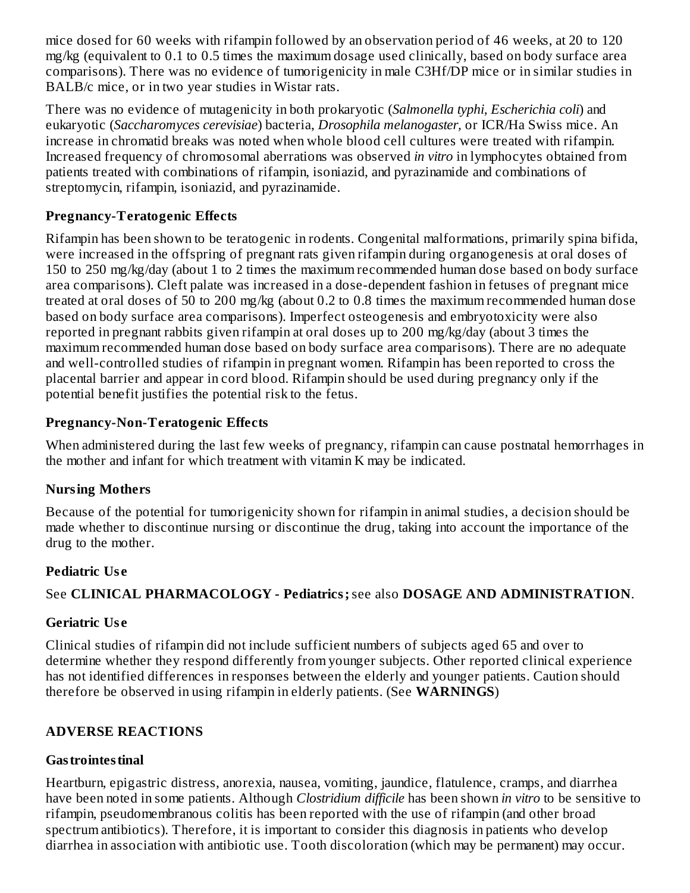mice dosed for 60 weeks with rifampin followed by an observation period of 46 weeks, at 20 to 120 mg/kg (equivalent to 0.1 to 0.5 times the maximum dosage used clinically, based on body surface area comparisons). There was no evidence of tumorigenicity in male C3Hf/DP mice or in similar studies in BALB/c mice, or in two year studies in Wistar rats.

There was no evidence of mutagenicity in both prokaryotic (*Salmonella typhi, Escherichia coli*) and eukaryotic (*Saccharomyces cerevisiae*) bacteria, *Drosophila melanogaster*, or ICR/Ha Swiss mice. An increase in chromatid breaks was noted when whole blood cell cultures were treated with rifampin. Increased frequency of chromosomal aberrations was observed *in vitro* in lymphocytes obtained from patients treated with combinations of rifampin, isoniazid, and pyrazinamide and combinations of streptomycin, rifampin, isoniazid, and pyrazinamide.

### Pregnancy-Teratogenic Effects

Rifampin has been shown to be teratogenic in rodents. Congenital malformations, primarily spina bifida, were increased in the offspring of pregnant rats given rifampin during organogenesis at oral doses of 150 to 250 mg/kg/day (about 1 to 2 times the maximum recommended human dose based on body surface area comparisons). Cleft palate was increased in a dose-dependent fashion in fetuses of pregnant mice treated at oral doses of 50 to 200 mg/kg (about 0.2 to 0.8 times the maximum recommended human dose based on body surface area comparisons). Imperfect osteogenesis and embryotoxicity were also reported in pregnant rabbits given rifampin at oral doses up to 200 mg/kg/day (about 3 times the maximum recommended human dose based on body surface area comparisons). There are no adequate and well-controlled studies of rifampin in pregnant women. Rifampin has been reported to cross the placental barrier and appear in cord blood. Rifampin should be used during pregnancy only if the potential benefit justifies the potential risk to the fetus.

### Pregnancy-Non-Teratogenic Effects

When administered during the last few weeks of pregnancy, rifampin can cause postnatal hemorrhages in the mother and infant for which treatment with vitamin K may be indicated.

### Nursing Mothers

Because of the potential for tumorigenicity shown for rifampin in animal studies, a decision should be made whether to discontinue nursing or discontinue the drug, taking into account the importance of the drug to the mother.

### Pediatric Use

See **CLINICAL PHARMACOLOGY - Pediatrics;** see also **DOSAGE AND ADMINISTRATION**.

### Geriatric Use

Clinical studies of rifampin did not include sufficient numbers of subjects aged 65 and over to determine whether they respond differently from younger subjects. Other reported clinical experience has not identified differences in responses between the elderly and younger patients. Caution should therefore be observed in using rifampin in elderly patients. (See **WARNINGS**)

## ADVERSE REACTIONS

### Gastrointestinal

Heartburn, epigastric distress, anorexia, nausea, vomiting, jaundice, flatulence, cramps, and diarrhea have been noted in some patients. Although *Clostridium difficile* has been shown *in vitro* to be sensitive to rifampin, pseudomembranous colitis has been reported with the use of rifampin (and other broad spectrum antibiotics). Therefore, it is important to consider this diagnosis in patients who develop diarrhea in association with antibiotic use. Tooth discoloration (which may be permanent) may occur.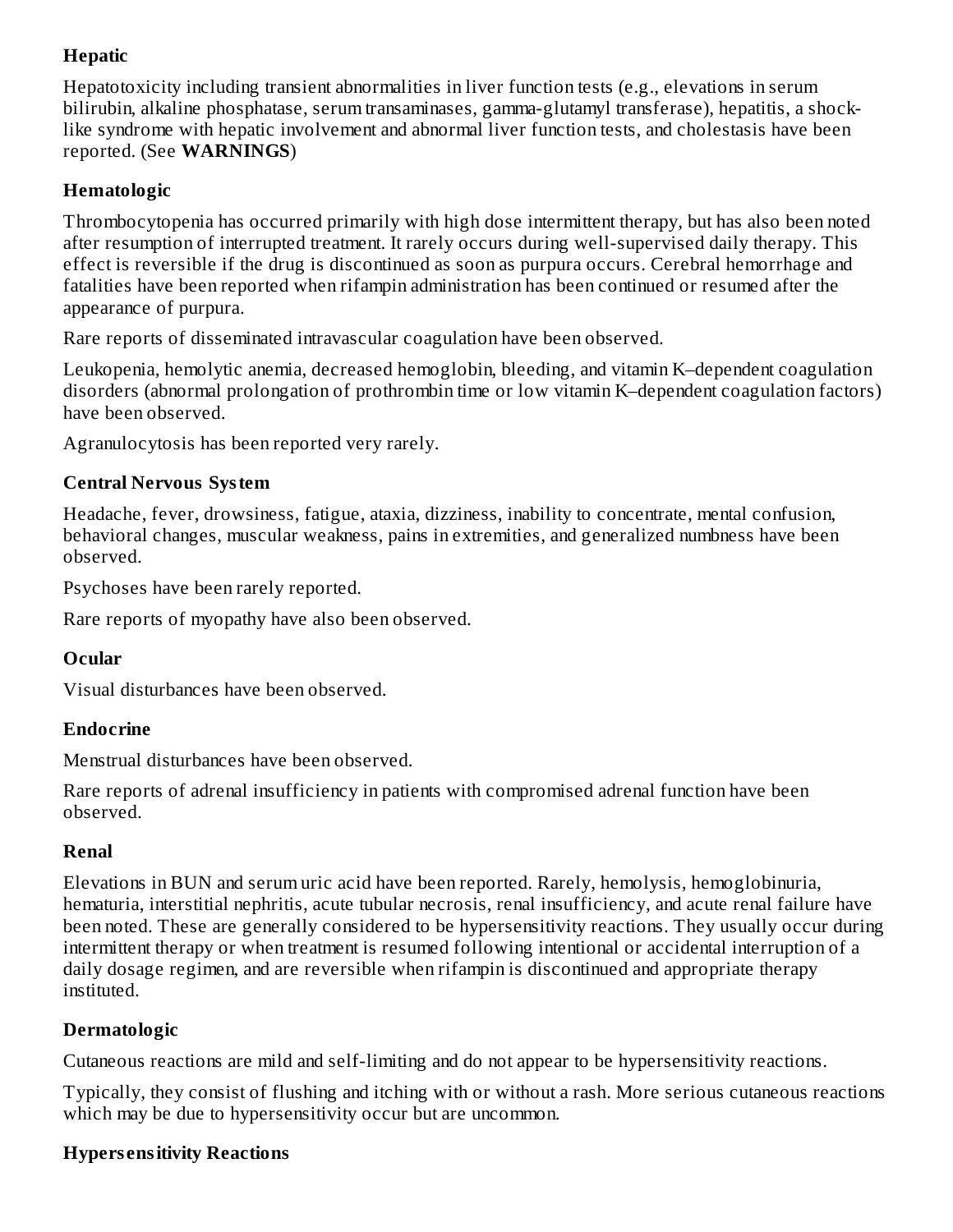**Hepatic**

Hepatotoxicity including transient abnormalities in liver function tests (e.g., elevations in serum bilirubin, alkaline phosphatase, serum transaminases, gamma-glutamyl transferase), hepatitis, a shock-like syndrome with hepatic involvement and abnormal liver function tests, and cholestasis have been reported. (See **WARNINGS**)

**Hematologic**

Thrombocytopenia has occurred primarily with high dose intermittent therapy, but has also been noted after resumption of interrupted treatment. It rarely occurs during well-supervised daily therapy. This effect is reversible if the drug is discontinued as soon as purpura occurs. Cerebral hemorrhage and fatalities have been reported when rifampin administration has been continued or resumed after the appearance of purpura.

Rare reports of disseminated intravascular coagulation have been observed.

Leukopenia, hemolytic anemia, decreased hemoglobin, bleeding, and vitamin K–dependent coagulation disorders (abnormal prolongation of prothrombin time or low vitamin K–dependent coagulation factors) have been observed.

Agranulocytosis has been reported very rarely.

**Central Nervous System**

Headache, fever, drowsiness, fatigue, ataxia, dizziness, inability to concentrate, mental confusion, behavioral changes, muscular weakness, pains in extremities, and generalized numbness have been observed.

Psychoses have been rarely reported.

Rare reports of myopathy have also been observed.

**Ocular**

Visual disturbances have been observed.

**Endocrine**

Menstrual disturbances have been observed.

Rare reports of adrenal insufficiency in patients with compromised adrenal function have been observed.

**Renal**

Elevations in BUN and serum uric acid have been reported. Rarely, hemolysis, hemoglobinuria, hematuria, interstitial nephritis, acute tubular necrosis, renal insufficiency, and acute renal failure have been noted. These are generally considered to be hypersensitivity reactions. They usually occur during intermittent therapy or when treatment is resumed following intentional or accidental interruption of a daily dosage regimen, and are reversible when rifampin is discontinued and appropriate therapy instituted.

**Dermatologic**

Cutaneous reactions are mild and self-limiting and do not appear to be hypersensitivity reactions.

Typically, they consist of flushing and itching with or without a rash. More serious cutaneous reactions which may be due to hypersensitivity occur but are uncommon.

**Hypersensitivity Reactions**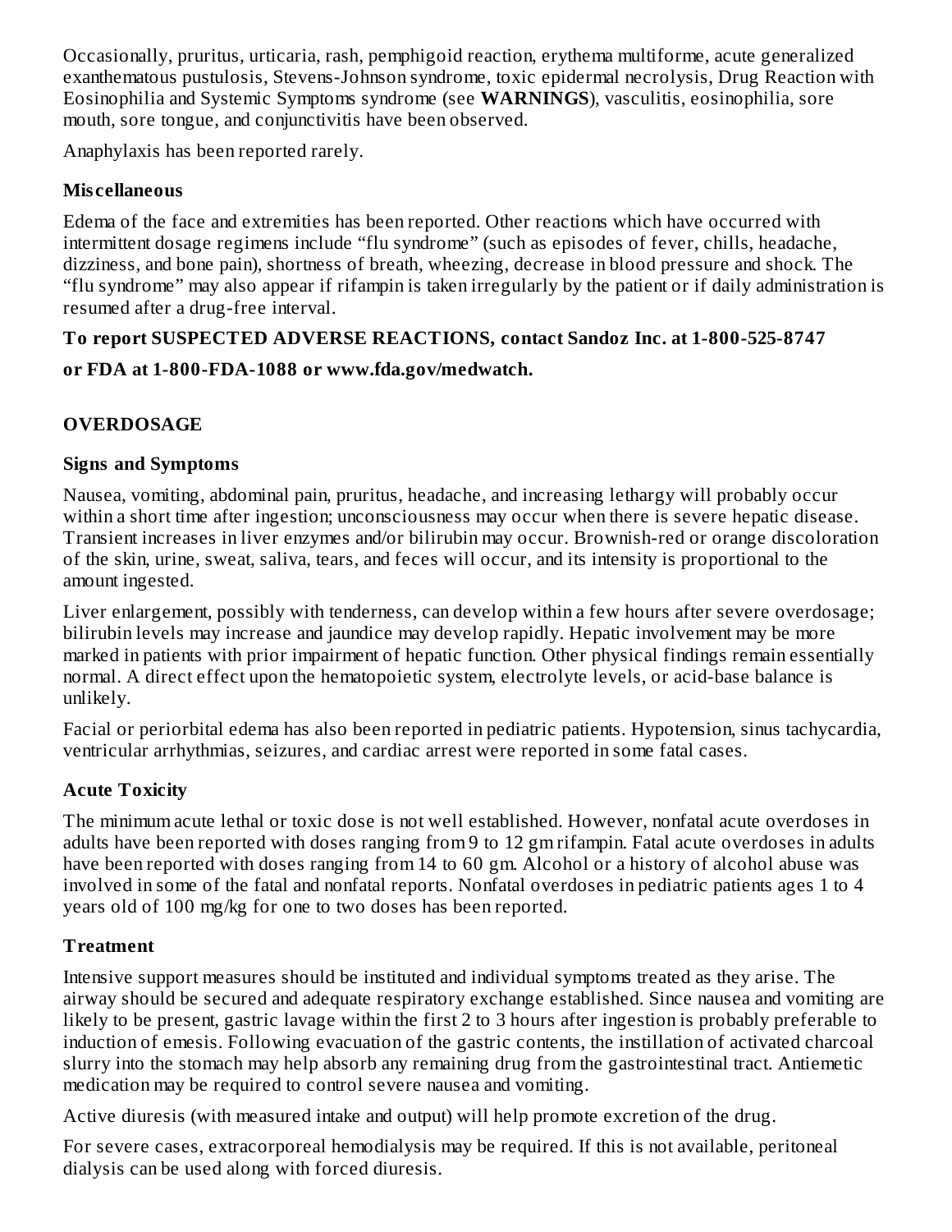Occasionally, pruritus, urticaria, rash, pemphigoid reaction, erythema multiforme, acute generalized exanthematous pustulosis, Stevens-Johnson syndrome, toxic epidermal necrolysis, Drug Reaction with Eosinophilia and Systemic Symptoms syndrome (see **WARNINGS**), vasculitis, eosinophilia, sore mouth, sore tongue, and conjunctivitis have been observed.

Anaphylaxis has been reported rarely.

### Miscellaneous

Edema of the face and extremities has been reported. Other reactions which have occurred with intermittent dosage regimens include "flu syndrome" (such as episodes of fever, chills, headache, dizziness, and bone pain), shortness of breath, wheezing, decrease in blood pressure and shock. The "flu syndrome" may also appear if rifampin is taken irregularly by the patient or if daily administration is resumed after a drug-free interval.

**To report SUSPECTED ADVERSE REACTIONS, contact Sandoz Inc. at 1-800-525-8747**

**or FDA at 1-800-FDA-1088 or www.fda.gov/medwatch.**

## OVERDOSAGE

### Signs and Symptoms

Nausea, vomiting, abdominal pain, pruritus, headache, and increasing lethargy will probably occur within a short time after ingestion; unconsciousness may occur when there is severe hepatic disease. Transient increases in liver enzymes and/or bilirubin may occur. Brownish-red or orange discoloration of the skin, urine, sweat, saliva, tears, and feces will occur, and its intensity is proportional to the amount ingested.

Liver enlargement, possibly with tenderness, can develop within a few hours after severe overdosage; bilirubin levels may increase and jaundice may develop rapidly. Hepatic involvement may be more marked in patients with prior impairment of hepatic function. Other physical findings remain essentially normal. A direct effect upon the hematopoietic system, electrolyte levels, or acid-base balance is unlikely.

Facial or periorbital edema has also been reported in pediatric patients. Hypotension, sinus tachycardia, ventricular arrhythmias, seizures, and cardiac arrest were reported in some fatal cases.

### Acute Toxicity

The minimum acute lethal or toxic dose is not well established. However, nonfatal acute overdoses in adults have been reported with doses ranging from 9 to 12 gm rifampin. Fatal acute overdoses in adults have been reported with doses ranging from 14 to 60 gm. Alcohol or a history of alcohol abuse was involved in some of the fatal and nonfatal reports. Nonfatal overdoses in pediatric patients ages 1 to 4 years old of 100 mg/kg for one to two doses has been reported.

### Treatment

Intensive support measures should be instituted and individual symptoms treated as they arise. The airway should be secured and adequate respiratory exchange established. Since nausea and vomiting are likely to be present, gastric lavage within the first 2 to 3 hours after ingestion is probably preferable to induction of emesis. Following evacuation of the gastric contents, the instillation of activated charcoal slurry into the stomach may help absorb any remaining drug from the gastrointestinal tract. Antiemetic medication may be required to control severe nausea and vomiting.

Active diuresis (with measured intake and output) will help promote excretion of the drug.

For severe cases, extracorporeal hemodialysis may be required. If this is not available, peritoneal dialysis can be used along with forced diuresis.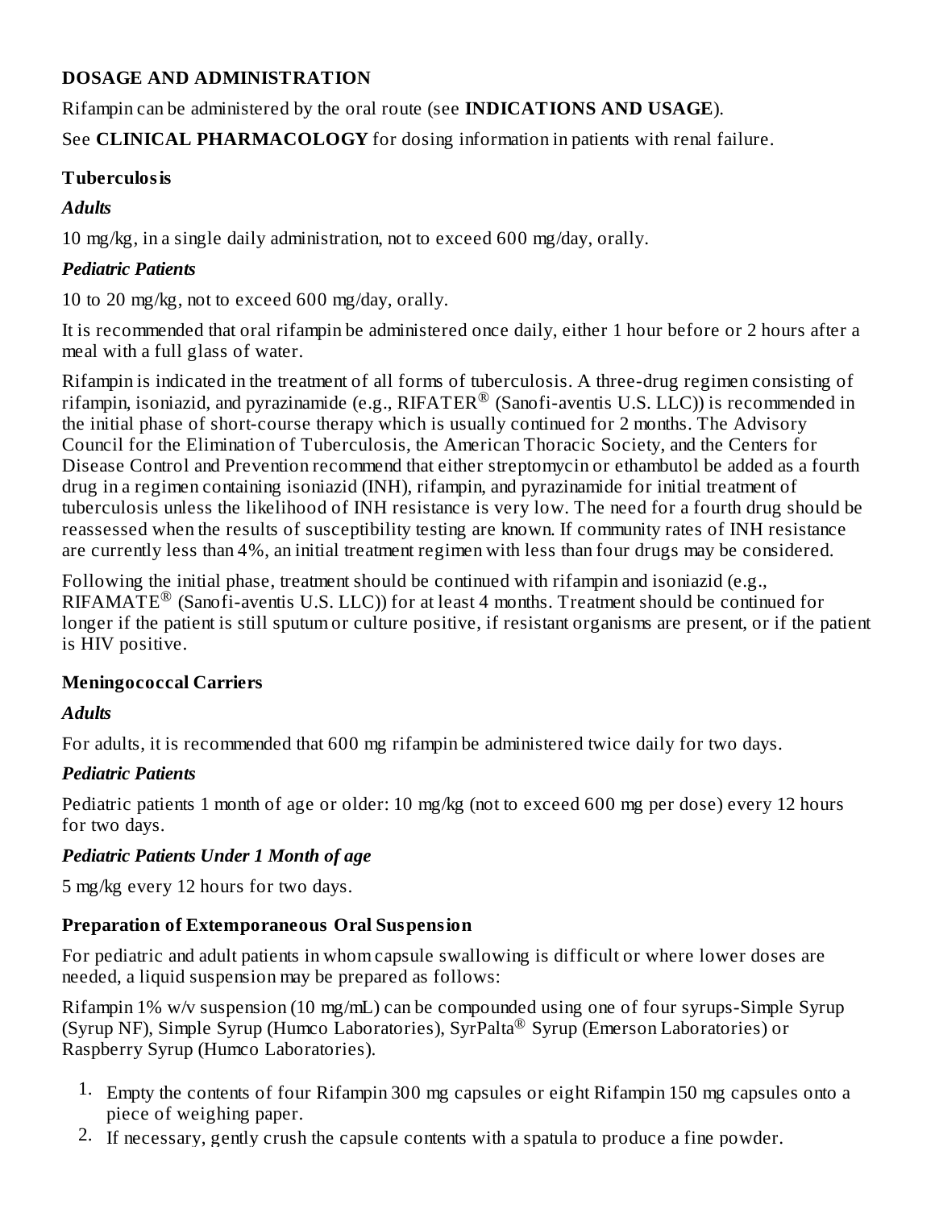## DOSAGE AND ADMINISTRATION

Rifampin can be administered by the oral route (see **INDICATIONS AND USAGE**).

See **CLINICAL PHARMACOLOGY** for dosing information in patients with renal failure.

### Tuberculosis

#### *Adults*

10 mg/kg, in a single daily administration, not to exceed 600 mg/day, orally.

#### *Pediatric Patients*

10 to 20 mg/kg, not to exceed 600 mg/day, orally.

It is recommended that oral rifampin be administered once daily, either 1 hour before or 2 hours after a meal with a full glass of water.

Rifampin is indicated in the treatment of all forms of tuberculosis. A three-drug regimen consisting of rifampin, isoniazid, and pyrazinamide (e.g., RIFATER® (Sanofi-aventis U.S. LLC)) is recommended in the initial phase of short-course therapy which is usually continued for 2 months. The Advisory Council for the Elimination of Tuberculosis, the American Thoracic Society, and the Centers for Disease Control and Prevention recommend that either streptomycin or ethambutol be added as a fourth drug in a regimen containing isoniazid (INH), rifampin, and pyrazinamide for initial treatment of tuberculosis unless the likelihood of INH resistance is very low. The need for a fourth drug should be reassessed when the results of susceptibility testing are known. If community rates of INH resistance are currently less than 4%, an initial treatment regimen with less than four drugs may be considered.

Following the initial phase, treatment should be continued with rifampin and isoniazid (e.g., RIFAMATE® (Sanofi-aventis U.S. LLC)) for at least 4 months. Treatment should be continued for longer if the patient is still sputum or culture positive, if resistant organisms are present, or if the patient is HIV positive.

### Meningococcal Carriers

#### *Adults*

For adults, it is recommended that 600 mg rifampin be administered twice daily for two days.

#### *Pediatric Patients*

Pediatric patients 1 month of age or older: 10 mg/kg (not to exceed 600 mg per dose) every 12 hours for two days.

#### *Pediatric Patients Under 1 Month of age*

5 mg/kg every 12 hours for two days.

### Preparation of Extemporaneous Oral Suspension

For pediatric and adult patients in whom capsule swallowing is difficult or where lower doses are needed, a liquid suspension may be prepared as follows:

Rifampin 1% w/v suspension (10 mg/mL) can be compounded using one of four syrups-Simple Syrup (Syrup NF), Simple Syrup (Humco Laboratories), SyrPalta® Syrup (Emerson Laboratories) or Raspberry Syrup (Humco Laboratories).

1. Empty the contents of four Rifampin 300 mg capsules or eight Rifampin 150 mg capsules onto a piece of weighing paper.
2. If necessary, gently crush the capsule contents with a spatula to produce a fine powder.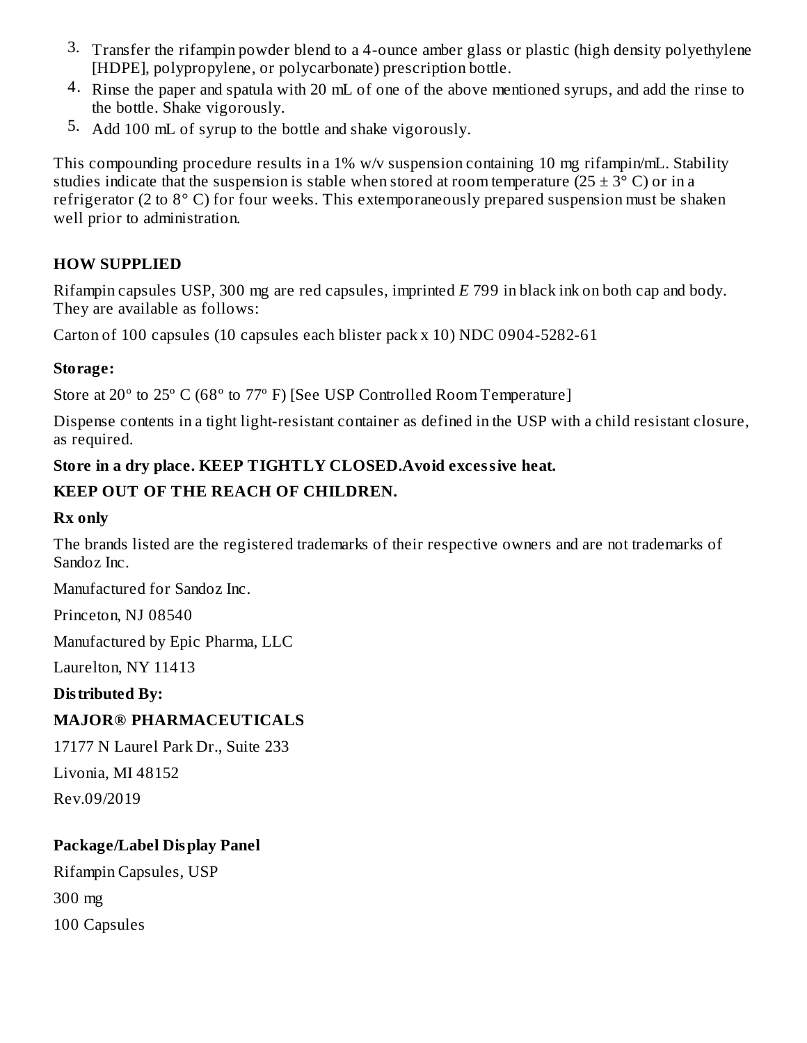3. Transfer the rifampin powder blend to a 4-ounce amber glass or plastic (high density polyethylene [HDPE], polypropylene, or polycarbonate) prescription bottle.
4. Rinse the paper and spatula with 20 mL of one of the above mentioned syrups, and add the rinse to the bottle. Shake vigorously.
5. Add 100 mL of syrup to the bottle and shake vigorously.

This compounding procedure results in a 1% w/v suspension containing 10 mg rifampin/mL. Stability studies indicate that the suspension is stable when stored at room temperature (25 ± 3° C) or in a refrigerator (2 to 8° C) for four weeks. This extemporaneously prepared suspension must be shaken well prior to administration.

## HOW SUPPLIED

Rifampin capsules USP, 300 mg are red capsules, imprinted *E* 799 in black ink on both cap and body. They are available as follows:

Carton of 100 capsules (10 capsules each blister pack x 10) NDC 0904-5282-61

**Storage:**

Store at 20º to 25º C (68º to 77º F) [See USP Controlled Room Temperature]

Dispense contents in a tight light-resistant container as defined in the USP with a child resistant closure, as required.

**Store in a dry place. KEEP TIGHTLY CLOSED.Avoid excessive heat.**

**KEEP OUT OF THE REACH OF CHILDREN.**

**Rx only**

The brands listed are the registered trademarks of their respective owners and are not trademarks of Sandoz Inc.

Manufactured for Sandoz Inc.

Princeton, NJ 08540

Manufactured by Epic Pharma, LLC

Laurelton, NY 11413

**Distributed By:**

**MAJOR® PHARMACEUTICALS**

17177 N Laurel Park Dr., Suite 233

Livonia, MI 48152

Rev.09/2019

## Package/Label Display Panel

Rifampin Capsules, USP

300 mg

100 Capsules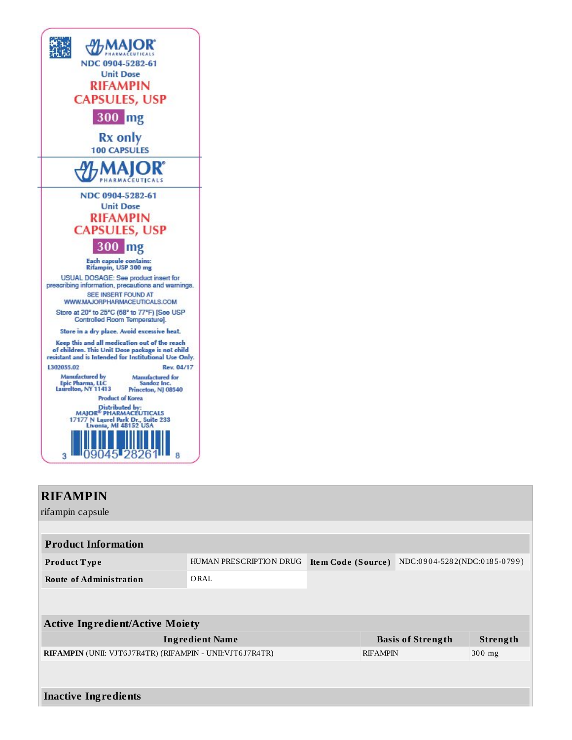MAJOR® PHARMACEUTICALS

NDC 0904-5282-61

Unit Dose

RIFAMPIN CAPSULES, USP

300 mg

Rx only

100 CAPSULES

MAJOR® PHARMACEUTICALS

NDC 0904-5282-61

Unit Dose

RIFAMPIN CAPSULES, USP

300 mg

Each capsule contains:
Rifampin, USP 300 mg

USUAL DOSAGE: See product insert for prescribing information, precautions and warnings.

SEE INSERT FOUND AT WWW.MAJORPHARMACEUTICALS.COM

Store at 20° to 25°C (68° to 77°F) [See USP Controlled Room Temperature].

Store in a dry place. Avoid excessive heat.

Keep this and all medication out of the reach of children. This Unit Dose package is not child resistant and is Intended for Institutional Use Only.

L302055.02 Rev. 04/17

Manufactured by
Epic Pharma, LLC
Laurelton, NY 11413

Manufactured for
Sandoz Inc.
Princeton, NJ 08540

Product of Korea

Distributed by:
MAJOR® PHARMACEUTICALS
17177 N Laurel Park Dr., Suite 233
Livonia, MI 48152 USA

3 09045 28261 8

## RIFAMPIN

rifampin capsule

### Product Information

| | | | |
|---|---|---|---|
| **Product Type** | HUMAN PRESCRIPTION DRUG | **Item Code (Source)** | NDC:0904-5282(NDC:0185-0799) |
| **Route of Administration** | ORAL | | |

### Active Ingredient/Active Moiety

| Ingredient Name | Basis of Strength | Strength |
|---|---|---|
| **RIFAMPIN** (UNII: VJT6J7R4TR) (RIFAMPIN - UNII:VJT6J7R4TR) | RIFAMPIN | 300 mg |

### Inactive Ingredients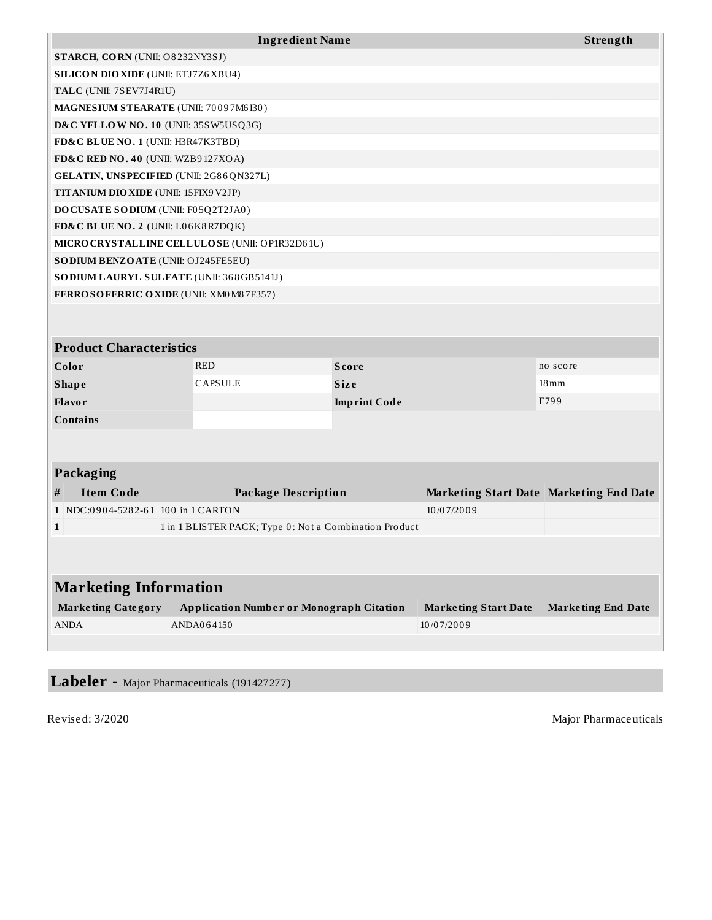| Ingredient Name | Strength |
|---|---|
| **STARCH, CORN** (UNII: O8232NY3SJ) | |
| **SILICON DIOXIDE** (UNII: ETJ7Z6XBU4) | |
| **TALC** (UNII: 7SEV7J4R1U) | |
| **MAGNESIUM STEARATE** (UNII: 70097M6I30) | |
| **D&C YELLOW NO. 10** (UNII: 35SW5USQ3G) | |
| **FD&C BLUE NO. 1** (UNII: H3R47K3TBD) | |
| **FD&C RED NO. 40** (UNII: WZB9127XOA) | |
| **GELATIN, UNSPECIFIED** (UNII: 2G86QN327L) | |
| **TITANIUM DIOXIDE** (UNII: 15FIX9V2JP) | |
| **DOCUSATE SODIUM** (UNII: F05Q2T2JA0) | |
| **FD&C BLUE NO. 2** (UNII: L06K8R7DQK) | |
| **MICROCRYSTALLINE CELLULOSE** (UNII: OP1R32D61U) | |
| **SODIUM BENZOATE** (UNII: OJ245FE5EU) | |
| **SODIUM LAURYL SULFATE** (UNII: 368GB5141J) | |
| **FERROSOFERRIC OXIDE** (UNII: XM0M87F357) | |

| Product Characteristics | | | |
|---|---|---|---|
| **Color** | RED | **Score** | no score |
| **Shape** | CAPSULE | **Size** | 18mm |
| **Flavor** | | **Imprint Code** | E799 |
| **Contains** | | | |

| Packaging | | | | |
|---|---|---|---|---|
| **#** | **Item Code** | **Package Description** | **Marketing Start Date** | **Marketing End Date** |
| 1 | NDC:0904-5282-61 | 100 in 1 CARTON | 10/07/2009 | |
| 1 | | 1 in 1 BLISTER PACK; Type 0: Not a Combination Product | | |

| Marketing Information | | | |
|---|---|---|---|
| **Marketing Category** | **Application Number or Monograph Citation** | **Marketing Start Date** | **Marketing End Date** |
| ANDA | ANDA064150 | 10/07/2009 | |

## Labeler - Major Pharmaceuticals (191427277)

Revised: 3/2020

Major Pharmaceuticals